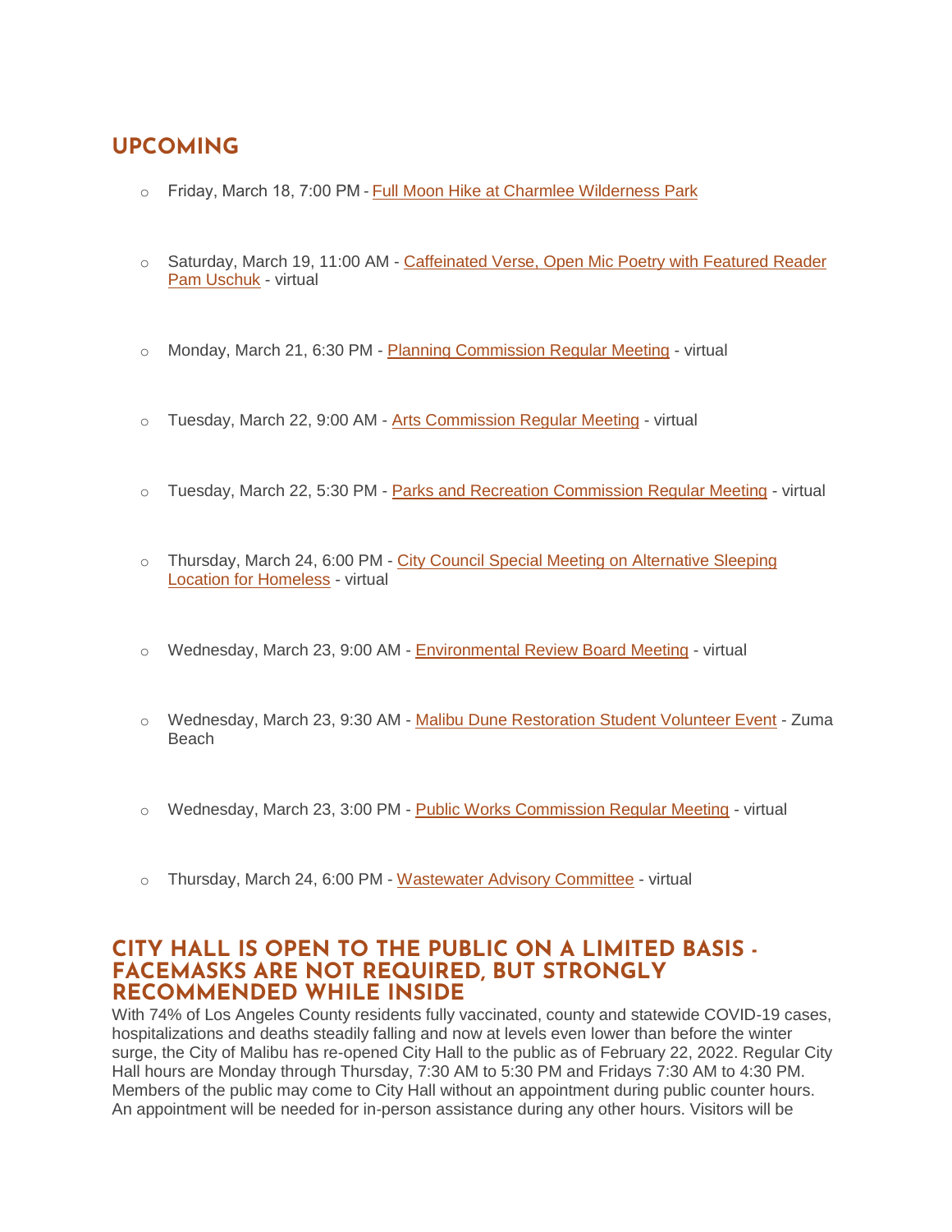## UPCOMING

- Friday, March 18, 7:00 PM - Full Moon Hike at Charmlee Wilderness Park
- Saturday, March 19, 11:00 AM - Caffeinated Verse, Open Mic Poetry with Featured Reader Pam Uschuk - virtual
- Monday, March 21, 6:30 PM - Planning Commission Regular Meeting - virtual
- Tuesday, March 22, 9:00 AM - Arts Commission Regular Meeting - virtual
- Tuesday, March 22, 5:30 PM - Parks and Recreation Commission Regular Meeting - virtual
- Thursday, March 24, 6:00 PM - City Council Special Meeting on Alternative Sleeping Location for Homeless - virtual
- Wednesday, March 23, 9:00 AM - Environmental Review Board Meeting - virtual
- Wednesday, March 23, 9:30 AM - Malibu Dune Restoration Student Volunteer Event - Zuma Beach
- Wednesday, March 23, 3:00 PM - Public Works Commission Regular Meeting - virtual
- Thursday, March 24, 6:00 PM - Wastewater Advisory Committee - virtual

## CITY HALL IS OPEN TO THE PUBLIC ON A LIMITED BASIS - FACEMASKS ARE NOT REQUIRED, BUT STRONGLY RECOMMENDED WHILE INSIDE

With 74% of Los Angeles County residents fully vaccinated, county and statewide COVID-19 cases, hospitalizations and deaths steadily falling and now at levels even lower than before the winter surge, the City of Malibu has re-opened City Hall to the public as of February 22, 2022. Regular City Hall hours are Monday through Thursday, 7:30 AM to 5:30 PM and Fridays 7:30 AM to 4:30 PM. Members of the public may come to City Hall without an appointment during public counter hours. An appointment will be needed for in-person assistance during any other hours. Visitors will be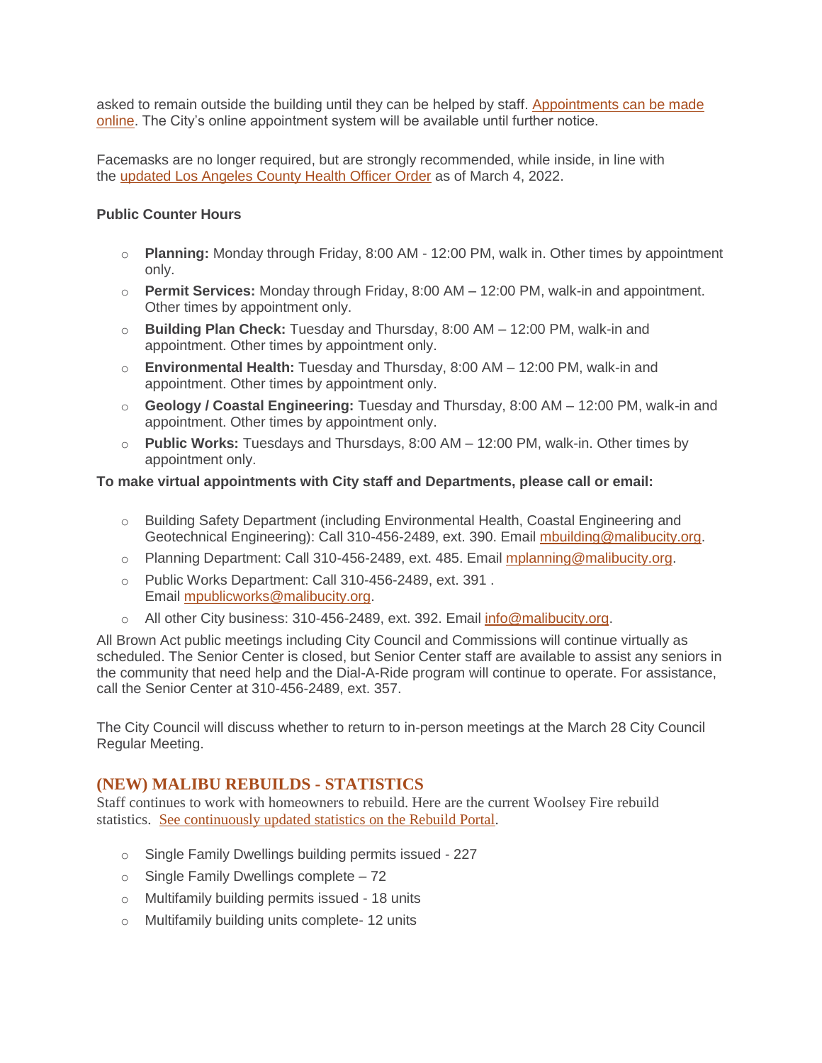asked to remain outside the building until they can be helped by staff. Appointments can be made online. The City's online appointment system will be available until further notice.

Facemasks are no longer required, but are strongly recommended, while inside, in line with the updated Los Angeles County Health Officer Order as of March 4, 2022.

**Public Counter Hours**

- **Planning:** Monday through Friday, 8:00 AM - 12:00 PM, walk in. Other times by appointment only.
- **Permit Services:** Monday through Friday, 8:00 AM – 12:00 PM, walk-in and appointment. Other times by appointment only.
- **Building Plan Check:** Tuesday and Thursday, 8:00 AM – 12:00 PM, walk-in and appointment. Other times by appointment only.
- **Environmental Health:** Tuesday and Thursday, 8:00 AM – 12:00 PM, walk-in and appointment. Other times by appointment only.
- **Geology / Coastal Engineering:** Tuesday and Thursday, 8:00 AM – 12:00 PM, walk-in and appointment. Other times by appointment only.
- **Public Works:** Tuesdays and Thursdays, 8:00 AM – 12:00 PM, walk-in. Other times by appointment only.

**To make virtual appointments with City staff and Departments, please call or email:**

- Building Safety Department (including Environmental Health, Coastal Engineering and Geotechnical Engineering): Call 310-456-2489, ext. 390. Email mbuilding@malibucity.org.
- Planning Department: Call 310-456-2489, ext. 485. Email mplanning@malibucity.org.
- Public Works Department: Call 310-456-2489, ext. 391 . Email mpublicworks@malibucity.org.
- All other City business: 310-456-2489, ext. 392. Email info@malibucity.org.

All Brown Act public meetings including City Council and Commissions will continue virtually as scheduled. The Senior Center is closed, but Senior Center staff are available to assist any seniors in the community that need help and the Dial-A-Ride program will continue to operate. For assistance, call the Senior Center at 310-456-2489, ext. 357.

The City Council will discuss whether to return to in-person meetings at the March 28 City Council Regular Meeting.

## (NEW) MALIBU REBUILDS - STATISTICS

Staff continues to work with homeowners to rebuild. Here are the current Woolsey Fire rebuild statistics. See continuously updated statistics on the Rebuild Portal.

- Single Family Dwellings building permits issued - 227
- Single Family Dwellings complete – 72
- Multifamily building permits issued - 18 units
- Multifamily building units complete- 12 units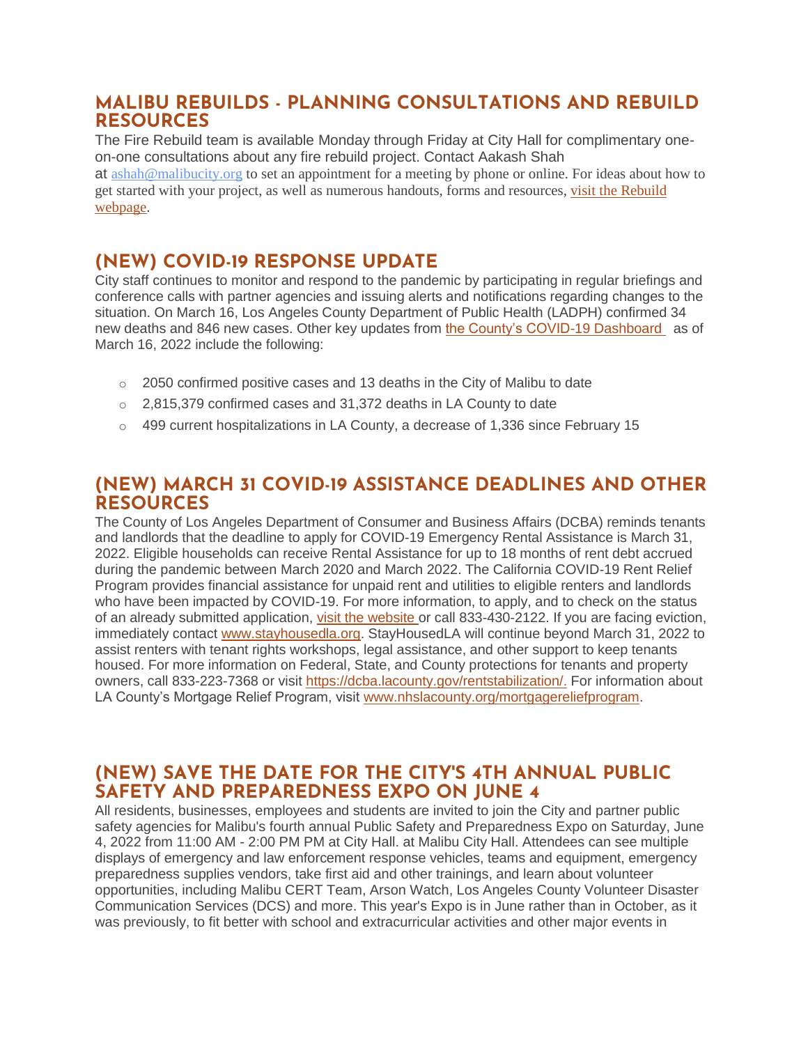## MALIBU REBUILDS - PLANNING CONSULTATIONS AND REBUILD RESOURCES

The Fire Rebuild team is available Monday through Friday at City Hall for complimentary one-on-one consultations about any fire rebuild project. Contact Aakash Shah at ashah@malibucity.org to set an appointment for a meeting by phone or online. For ideas about how to get started with your project, as well as numerous handouts, forms and resources, visit the Rebuild webpage.

## (NEW) COVID-19 RESPONSE UPDATE

City staff continues to monitor and respond to the pandemic by participating in regular briefings and conference calls with partner agencies and issuing alerts and notifications regarding changes to the situation. On March 16, Los Angeles County Department of Public Health (LADPH) confirmed 34 new deaths and 846 new cases. Other key updates from the County's COVID-19 Dashboard as of March 16, 2022 include the following:

- 2050 confirmed positive cases and 13 deaths in the City of Malibu to date
- 2,815,379 confirmed cases and 31,372 deaths in LA County to date
- 499 current hospitalizations in LA County, a decrease of 1,336 since February 15

## (NEW) MARCH 31 COVID-19 ASSISTANCE DEADLINES AND OTHER RESOURCES

The County of Los Angeles Department of Consumer and Business Affairs (DCBA) reminds tenants and landlords that the deadline to apply for COVID-19 Emergency Rental Assistance is March 31, 2022. Eligible households can receive Rental Assistance for up to 18 months of rent debt accrued during the pandemic between March 2020 and March 2022. The California COVID-19 Rent Relief Program provides financial assistance for unpaid rent and utilities to eligible renters and landlords who have been impacted by COVID-19. For more information, to apply, and to check on the status of an already submitted application, visit the website or call 833-430-2122. If you are facing eviction, immediately contact www.stayhousedla.org. StayHousedLA will continue beyond March 31, 2022 to assist renters with tenant rights workshops, legal assistance, and other support to keep tenants housed. For more information on Federal, State, and County protections for tenants and property owners, call 833-223-7368 or visit https://dcba.lacounty.gov/rentstabilization/. For information about LA County's Mortgage Relief Program, visit www.nhslacounty.org/mortgagereliefprogram.

## (NEW) SAVE THE DATE FOR THE CITY'S 4TH ANNUAL PUBLIC SAFETY AND PREPAREDNESS EXPO ON JUNE 4

All residents, businesses, employees and students are invited to join the City and partner public safety agencies for Malibu's fourth annual Public Safety and Preparedness Expo on Saturday, June 4, 2022 from 11:00 AM - 2:00 PM PM at City Hall. at Malibu City Hall. Attendees can see multiple displays of emergency and law enforcement response vehicles, teams and equipment, emergency preparedness supplies vendors, take first aid and other trainings, and learn about volunteer opportunities, including Malibu CERT Team, Arson Watch, Los Angeles County Volunteer Disaster Communication Services (DCS) and more. This year's Expo is in June rather than in October, as it was previously, to fit better with school and extracurricular activities and other major events in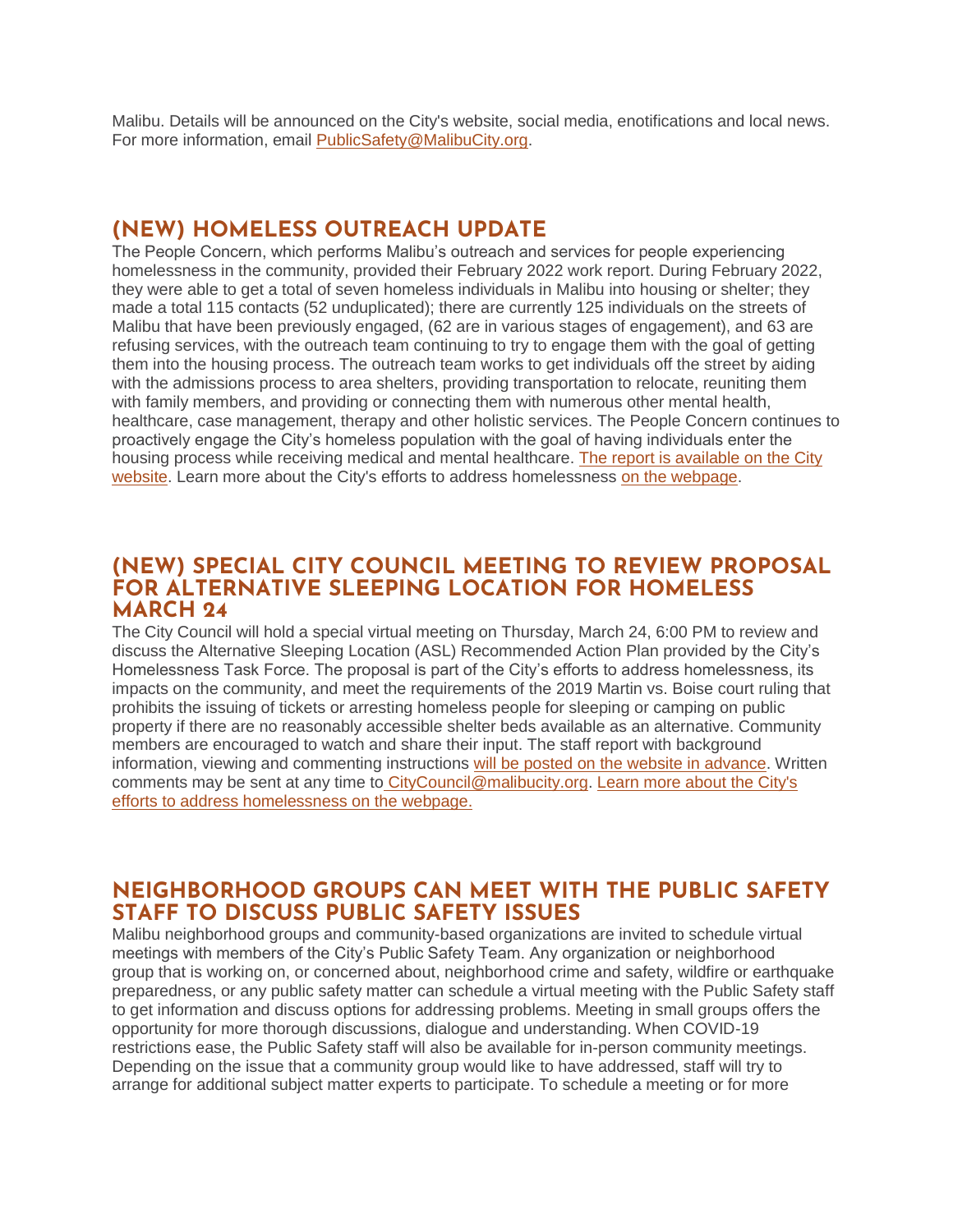Malibu. Details will be announced on the City's website, social media, enotifications and local news. For more information, email [PublicSafety@MalibuCity.org](mailto:PublicSafety@MalibuCity.org).

## (NEW) HOMELESS OUTREACH UPDATE

The People Concern, which performs Malibu's outreach and services for people experiencing homelessness in the community, provided their February 2022 work report. During February 2022, they were able to get a total of seven homeless individuals in Malibu into housing or shelter; they made a total 115 contacts (52 unduplicated); there are currently 125 individuals on the streets of Malibu that have been previously engaged, (62 are in various stages of engagement), and 63 are refusing services, with the outreach team continuing to try to engage them with the goal of getting them into the housing process. The outreach team works to get individuals off the street by aiding with the admissions process to area shelters, providing transportation to relocate, reuniting them with family members, and providing or connecting them with numerous other mental health, healthcare, case management, therapy and other holistic services. The People Concern continues to proactively engage the City's homeless population with the goal of having individuals enter the housing process while receiving medical and mental healthcare. The report is available on the City website. Learn more about the City's efforts to address homelessness on the webpage.

## (NEW) SPECIAL CITY COUNCIL MEETING TO REVIEW PROPOSAL FOR ALTERNATIVE SLEEPING LOCATION FOR HOMELESS MARCH 24

The City Council will hold a special virtual meeting on Thursday, March 24, 6:00 PM to review and discuss the Alternative Sleeping Location (ASL) Recommended Action Plan provided by the City's Homelessness Task Force. The proposal is part of the City's efforts to address homelessness, its impacts on the community, and meet the requirements of the 2019 Martin vs. Boise court ruling that prohibits the issuing of tickets or arresting homeless people for sleeping or camping on public property if there are no reasonably accessible shelter beds available as an alternative. Community members are encouraged to watch and share their input. The staff report with background information, viewing and commenting instructions will be posted on the website in advance. Written comments may be sent at any time to [CityCouncil@malibucity.org](mailto:CityCouncil@malibucity.org). Learn more about the City's efforts to address homelessness on the webpage.

## NEIGHBORHOOD GROUPS CAN MEET WITH THE PUBLIC SAFETY STAFF TO DISCUSS PUBLIC SAFETY ISSUES

Malibu neighborhood groups and community-based organizations are invited to schedule virtual meetings with members of the City's Public Safety Team. Any organization or neighborhood group that is working on, or concerned about, neighborhood crime and safety, wildfire or earthquake preparedness, or any public safety matter can schedule a virtual meeting with the Public Safety staff to get information and discuss options for addressing problems. Meeting in small groups offers the opportunity for more thorough discussions, dialogue and understanding. When COVID-19 restrictions ease, the Public Safety staff will also be available for in-person community meetings. Depending on the issue that a community group would like to have addressed, staff will try to arrange for additional subject matter experts to participate. To schedule a meeting or for more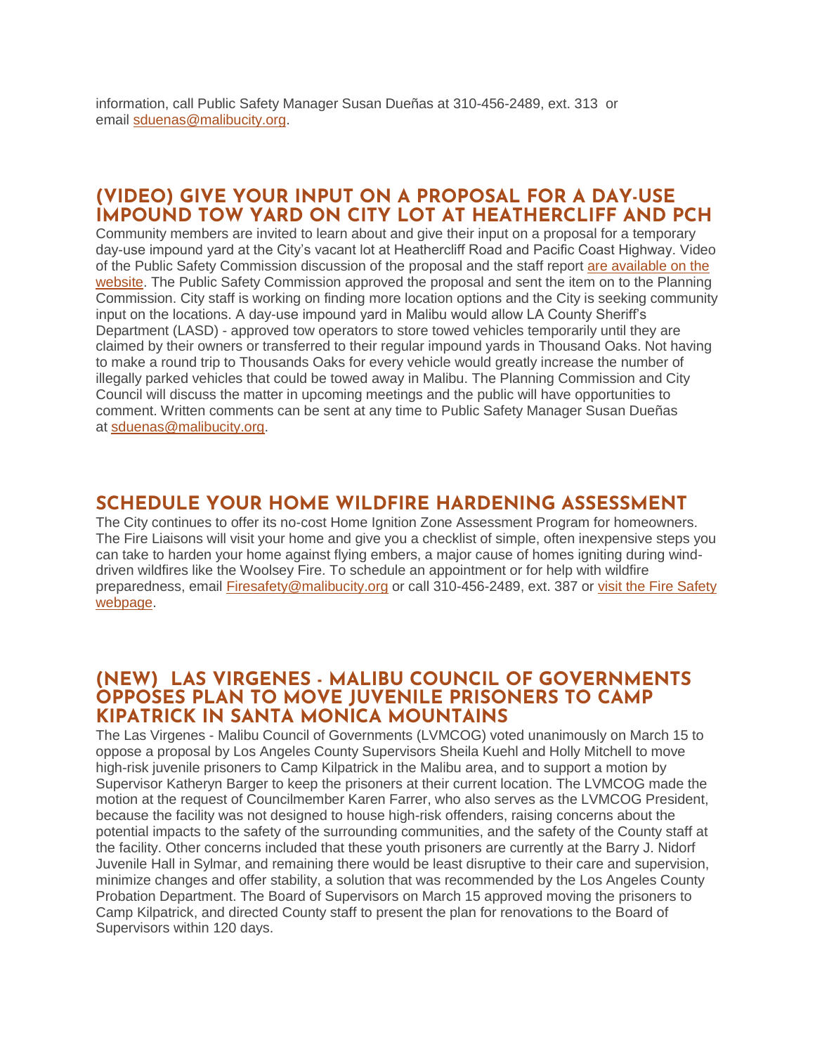information, call Public Safety Manager Susan Dueñas at 310-456-2489, ext. 313 or email sduenas@malibucity.org.

## (VIDEO) GIVE YOUR INPUT ON A PROPOSAL FOR A DAY-USE IMPOUND TOW YARD ON CITY LOT AT HEATHERCLIFF AND PCH

Community members are invited to learn about and give their input on a proposal for a temporary day-use impound yard at the City's vacant lot at Heathercliff Road and Pacific Coast Highway. Video of the Public Safety Commission discussion of the proposal and the staff report are available on the website. The Public Safety Commission approved the proposal and sent the item on to the Planning Commission. City staff is working on finding more location options and the City is seeking community input on the locations. A day-use impound yard in Malibu would allow LA County Sheriff's Department (LASD) - approved tow operators to store towed vehicles temporarily until they are claimed by their owners or transferred to their regular impound yards in Thousand Oaks. Not having to make a round trip to Thousands Oaks for every vehicle would greatly increase the number of illegally parked vehicles that could be towed away in Malibu. The Planning Commission and City Council will discuss the matter in upcoming meetings and the public will have opportunities to comment. Written comments can be sent at any time to Public Safety Manager Susan Dueñas at sduenas@malibucity.org.

## SCHEDULE YOUR HOME WILDFIRE HARDENING ASSESSMENT

The City continues to offer its no-cost Home Ignition Zone Assessment Program for homeowners. The Fire Liaisons will visit your home and give you a checklist of simple, often inexpensive steps you can take to harden your home against flying embers, a major cause of homes igniting during wind-driven wildfires like the Woolsey Fire. To schedule an appointment or for help with wildfire preparedness, email Firesafety@malibucity.org or call 310-456-2489, ext. 387 or visit the Fire Safety webpage.

## (NEW) LAS VIRGENES - MALIBU COUNCIL OF GOVERNMENTS OPPOSES PLAN TO MOVE JUVENILE PRISONERS TO CAMP KIPATRICK IN SANTA MONICA MOUNTAINS

The Las Virgenes - Malibu Council of Governments (LVMCOG) voted unanimously on March 15 to oppose a proposal by Los Angeles County Supervisors Sheila Kuehl and Holly Mitchell to move high-risk juvenile prisoners to Camp Kilpatrick in the Malibu area, and to support a motion by Supervisor Katheryn Barger to keep the prisoners at their current location. The LVMCOG made the motion at the request of Councilmember Karen Farrer, who also serves as the LVMCOG President, because the facility was not designed to house high-risk offenders, raising concerns about the potential impacts to the safety of the surrounding communities, and the safety of the County staff at the facility. Other concerns included that these youth prisoners are currently at the Barry J. Nidorf Juvenile Hall in Sylmar, and remaining there would be least disruptive to their care and supervision, minimize changes and offer stability, a solution that was recommended by the Los Angeles County Probation Department. The Board of Supervisors on March 15 approved moving the prisoners to Camp Kilpatrick, and directed County staff to present the plan for renovations to the Board of Supervisors within 120 days.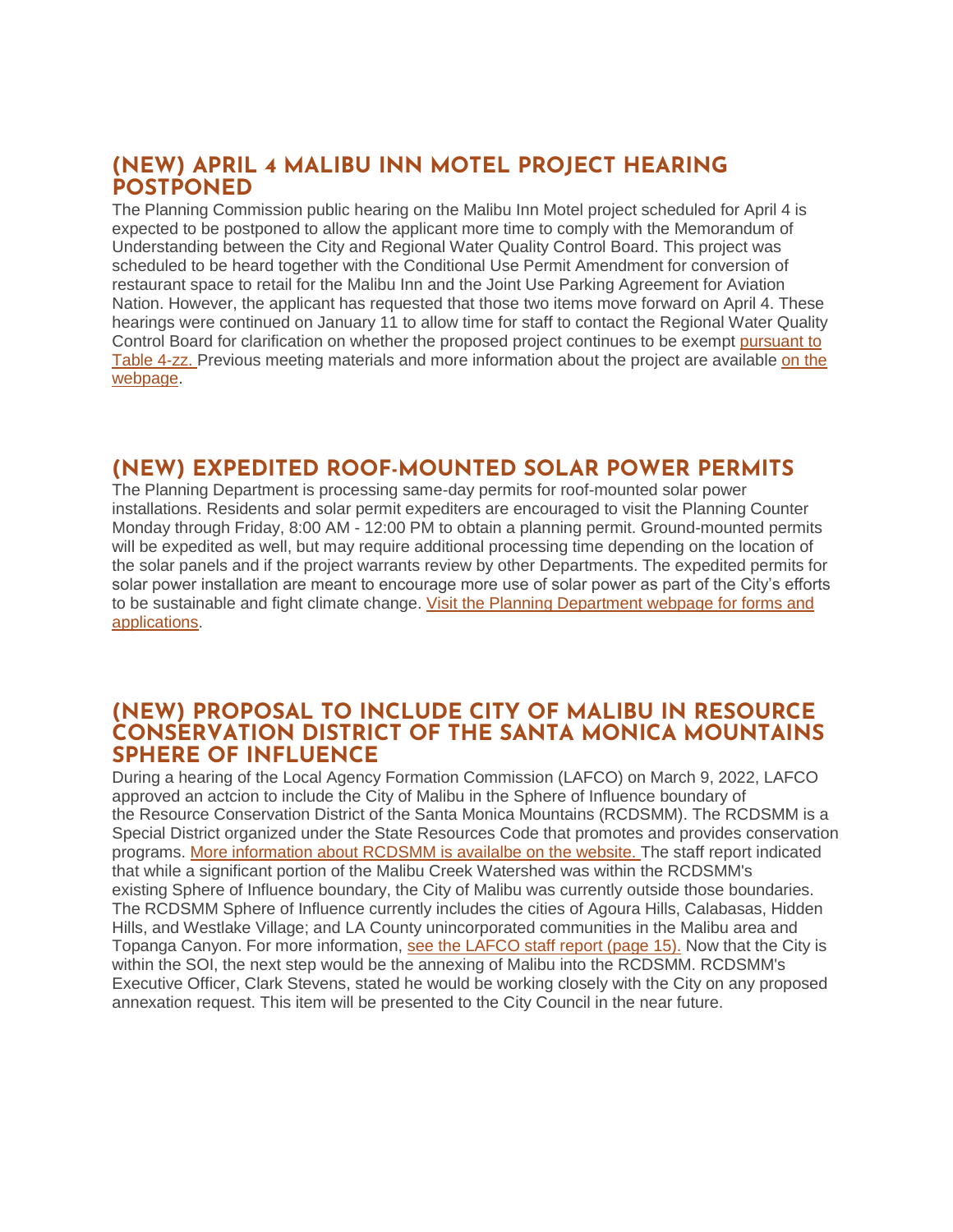## (NEW) APRIL 4 MALIBU INN MOTEL PROJECT HEARING POSTPONED

The Planning Commission public hearing on the Malibu Inn Motel project scheduled for April 4 is expected to be postponed to allow the applicant more time to comply with the Memorandum of Understanding between the City and Regional Water Quality Control Board. This project was scheduled to be heard together with the Conditional Use Permit Amendment for conversion of restaurant space to retail for the Malibu Inn and the Joint Use Parking Agreement for Aviation Nation. However, the applicant has requested that those two items move forward on April 4. These hearings were continued on January 11 to allow time for staff to contact the Regional Water Quality Control Board for clarification on whether the proposed project continues to be exempt pursuant to Table 4-zz. Previous meeting materials and more information about the project are available on the webpage.

## (NEW) EXPEDITED ROOF-MOUNTED SOLAR POWER PERMITS

The Planning Department is processing same-day permits for roof-mounted solar power installations. Residents and solar permit expediters are encouraged to visit the Planning Counter Monday through Friday, 8:00 AM - 12:00 PM to obtain a planning permit. Ground-mounted permits will be expedited as well, but may require additional processing time depending on the location of the solar panels and if the project warrants review by other Departments. The expedited permits for solar power installation are meant to encourage more use of solar power as part of the City's efforts to be sustainable and fight climate change. Visit the Planning Department webpage for forms and applications.

## (NEW) PROPOSAL TO INCLUDE CITY OF MALIBU IN RESOURCE CONSERVATION DISTRICT OF THE SANTA MONICA MOUNTAINS SPHERE OF INFLUENCE

During a hearing of the Local Agency Formation Commission (LAFCO) on March 9, 2022, LAFCO approved an actcion to include the City of Malibu in the Sphere of Influence boundary of the Resource Conservation District of the Santa Monica Mountains (RCDSMM). The RCDSMM is a Special District organized under the State Resources Code that promotes and provides conservation programs. More information about RCDSMM is availalbe on the website. The staff report indicated that while a significant portion of the Malibu Creek Watershed was within the RCDSMM's existing Sphere of Influence boundary, the City of Malibu was currently outside those boundaries. The RCDSMM Sphere of Influence currently includes the cities of Agoura Hills, Calabasas, Hidden Hills, and Westlake Village; and LA County unincorporated communities in the Malibu area and Topanga Canyon. For more information, see the LAFCO staff report (page 15). Now that the City is within the SOI, the next step would be the annexing of Malibu into the RCDSMM. RCDSMM's Executive Officer, Clark Stevens, stated he would be working closely with the City on any proposed annexation request. This item will be presented to the City Council in the near future.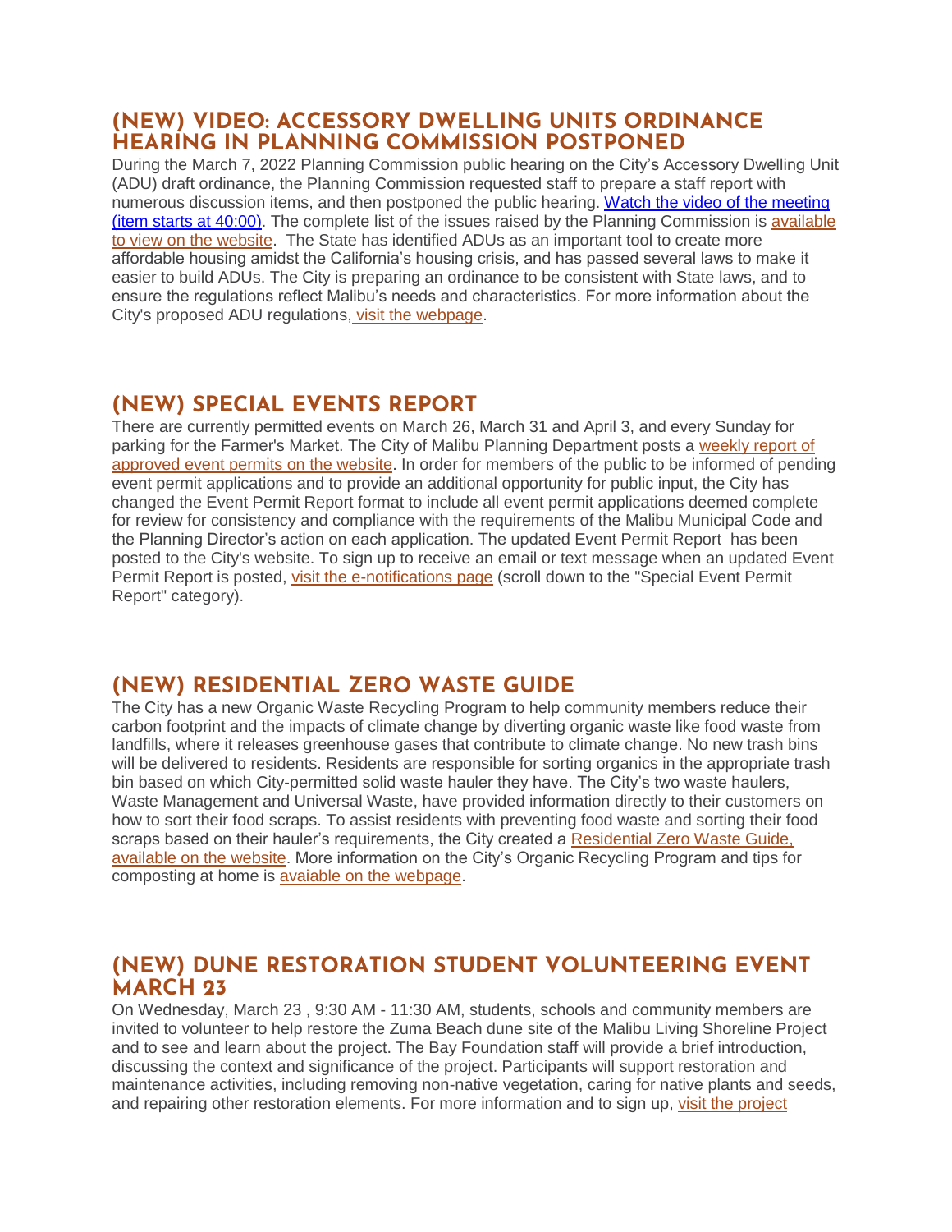## (NEW) VIDEO: ACCESSORY DWELLING UNITS ORDINANCE HEARING IN PLANNING COMMISSION POSTPONED

During the March 7, 2022 Planning Commission public hearing on the City's Accessory Dwelling Unit (ADU) draft ordinance, the Planning Commission requested staff to prepare a staff report with numerous discussion items, and then postponed the public hearing. Watch the video of the meeting (item starts at 40:00). The complete list of the issues raised by the Planning Commission is available to view on the website. The State has identified ADUs as an important tool to create more affordable housing amidst the California's housing crisis, and has passed several laws to make it easier to build ADUs. The City is preparing an ordinance to be consistent with State laws, and to ensure the regulations reflect Malibu's needs and characteristics. For more information about the City's proposed ADU regulations, visit the webpage.

## (NEW) SPECIAL EVENTS REPORT

There are currently permitted events on March 26, March 31 and April 3, and every Sunday for parking for the Farmer's Market. The City of Malibu Planning Department posts a weekly report of approved event permits on the website. In order for members of the public to be informed of pending event permit applications and to provide an additional opportunity for public input, the City has changed the Event Permit Report format to include all event permit applications deemed complete for review for consistency and compliance with the requirements of the Malibu Municipal Code and the Planning Director's action on each application. The updated Event Permit Report has been posted to the City's website. To sign up to receive an email or text message when an updated Event Permit Report is posted, visit the e-notifications page (scroll down to the "Special Event Permit Report" category).

## (NEW) RESIDENTIAL ZERO WASTE GUIDE

The City has a new Organic Waste Recycling Program to help community members reduce their carbon footprint and the impacts of climate change by diverting organic waste like food waste from landfills, where it releases greenhouse gases that contribute to climate change. No new trash bins will be delivered to residents. Residents are responsible for sorting organics in the appropriate trash bin based on which City-permitted solid waste hauler they have. The City's two waste haulers, Waste Management and Universal Waste, have provided information directly to their customers on how to sort their food scraps. To assist residents with preventing food waste and sorting their food scraps based on their hauler's requirements, the City created a Residential Zero Waste Guide, available on the website. More information on the City's Organic Recycling Program and tips for composting at home is avaiable on the webpage.

## (NEW) DUNE RESTORATION STUDENT VOLUNTEERING EVENT MARCH 23

On Wednesday, March 23 , 9:30 AM - 11:30 AM, students, schools and community members are invited to volunteer to help restore the Zuma Beach dune site of the Malibu Living Shoreline Project and to see and learn about the project. The Bay Foundation staff will provide a brief introduction, discussing the context and significance of the project. Participants will support restoration and maintenance activities, including removing non-native vegetation, caring for native plants and seeds, and repairing other restoration elements. For more information and to sign up, visit the project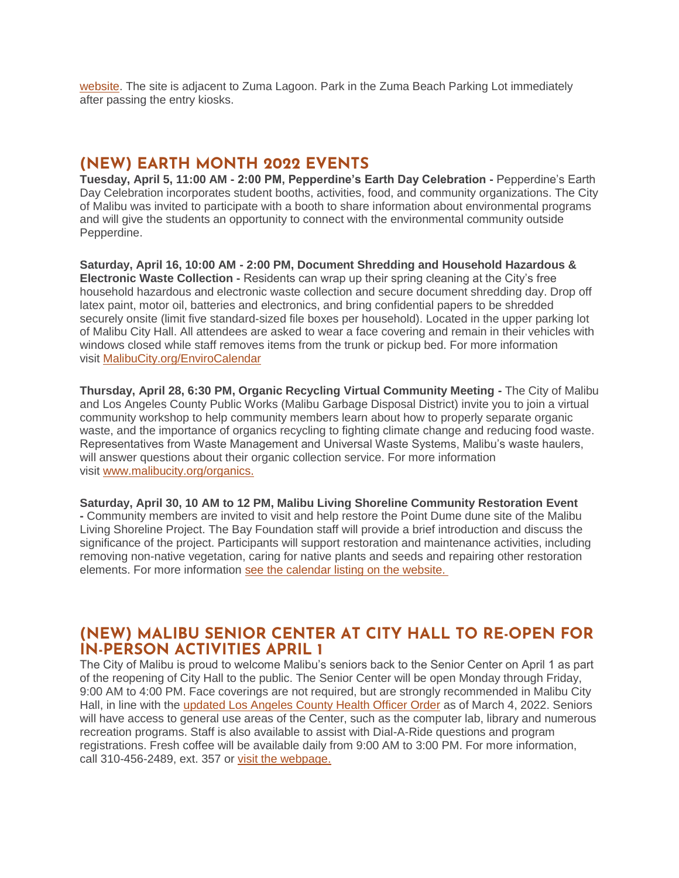website. The site is adjacent to Zuma Lagoon. Park in the Zuma Beach Parking Lot immediately after passing the entry kiosks.

## (NEW) EARTH MONTH 2022 EVENTS

**Tuesday, April 5, 11:00 AM - 2:00 PM, Pepperdine's Earth Day Celebration -** Pepperdine's Earth Day Celebration incorporates student booths, activities, food, and community organizations. The City of Malibu was invited to participate with a booth to share information about environmental programs and will give the students an opportunity to connect with the environmental community outside Pepperdine.

**Saturday, April 16, 10:00 AM - 2:00 PM, Document Shredding and Household Hazardous & Electronic Waste Collection -** Residents can wrap up their spring cleaning at the City's free household hazardous and electronic waste collection and secure document shredding day. Drop off latex paint, motor oil, batteries and electronics, and bring confidential papers to be shredded securely onsite (limit five standard-sized file boxes per household). Located in the upper parking lot of Malibu City Hall. All attendees are asked to wear a face covering and remain in their vehicles with windows closed while staff removes items from the trunk or pickup bed. For more information visit MalibuCity.org/EnviroCalendar

**Thursday, April 28, 6:30 PM, Organic Recycling Virtual Community Meeting -** The City of Malibu and Los Angeles County Public Works (Malibu Garbage Disposal District) invite you to join a virtual community workshop to help community members learn about how to properly separate organic waste, and the importance of organics recycling to fighting climate change and reducing food waste. Representatives from Waste Management and Universal Waste Systems, Malibu's waste haulers, will answer questions about their organic collection service. For more information visit www.malibucity.org/organics.

**Saturday, April 30, 10 AM to 12 PM, Malibu Living Shoreline Community Restoration Event -** Community members are invited to visit and help restore the Point Dume dune site of the Malibu Living Shoreline Project. The Bay Foundation staff will provide a brief introduction and discuss the significance of the project. Participants will support restoration and maintenance activities, including removing non-native vegetation, caring for native plants and seeds and repairing other restoration elements. For more information see the calendar listing on the website.

## (NEW) MALIBU SENIOR CENTER AT CITY HALL TO RE-OPEN FOR IN-PERSON ACTIVITIES APRIL 1

The City of Malibu is proud to welcome Malibu's seniors back to the Senior Center on April 1 as part of the reopening of City Hall to the public. The Senior Center will be open Monday through Friday, 9:00 AM to 4:00 PM. Face coverings are not required, but are strongly recommended in Malibu City Hall, in line with the updated Los Angeles County Health Officer Order as of March 4, 2022. Seniors will have access to general use areas of the Center, such as the computer lab, library and numerous recreation programs. Staff is also available to assist with Dial-A-Ride questions and program registrations. Fresh coffee will be available daily from 9:00 AM to 3:00 PM. For more information, call 310-456-2489, ext. 357 or visit the webpage.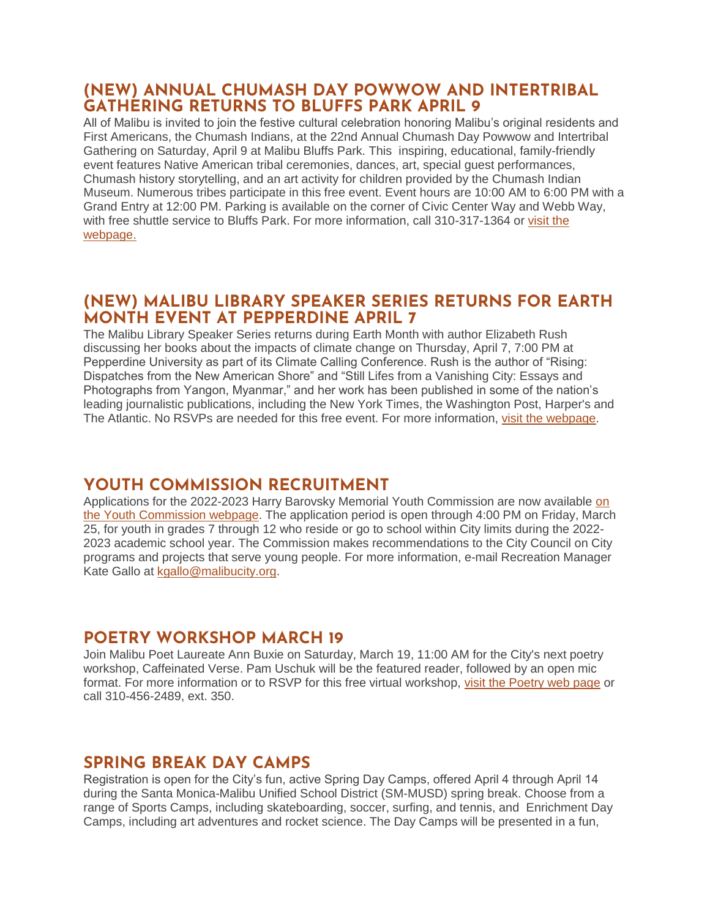## (NEW) ANNUAL CHUMASH DAY POWWOW AND INTERTRIBAL GATHERING RETURNS TO BLUFFS PARK APRIL 9

All of Malibu is invited to join the festive cultural celebration honoring Malibu's original residents and First Americans, the Chumash Indians, at the 22nd Annual Chumash Day Powwow and Intertribal Gathering on Saturday, April 9 at Malibu Bluffs Park. This inspiring, educational, family-friendly event features Native American tribal ceremonies, dances, art, special guest performances, Chumash history storytelling, and an art activity for children provided by the Chumash Indian Museum. Numerous tribes participate in this free event. Event hours are 10:00 AM to 6:00 PM with a Grand Entry at 12:00 PM. Parking is available on the corner of Civic Center Way and Webb Way, with free shuttle service to Bluffs Park. For more information, call 310-317-1364 or visit the webpage.

## (NEW) MALIBU LIBRARY SPEAKER SERIES RETURNS FOR EARTH MONTH EVENT AT PEPPERDINE APRIL 7

The Malibu Library Speaker Series returns during Earth Month with author Elizabeth Rush discussing her books about the impacts of climate change on Thursday, April 7, 7:00 PM at Pepperdine University as part of its Climate Calling Conference. Rush is the author of "Rising: Dispatches from the New American Shore" and "Still Lifes from a Vanishing City: Essays and Photographs from Yangon, Myanmar," and her work has been published in some of the nation's leading journalistic publications, including the New York Times, the Washington Post, Harper's and The Atlantic. No RSVPs are needed for this free event. For more information, visit the webpage.

## YOUTH COMMISSION RECRUITMENT

Applications for the 2022-2023 Harry Barovsky Memorial Youth Commission are now available on the Youth Commission webpage. The application period is open through 4:00 PM on Friday, March 25, for youth in grades 7 through 12 who reside or go to school within City limits during the 2022-2023 academic school year. The Commission makes recommendations to the City Council on City programs and projects that serve young people. For more information, e-mail Recreation Manager Kate Gallo at kgallo@malibucity.org.

## POETRY WORKSHOP MARCH 19

Join Malibu Poet Laureate Ann Buxie on Saturday, March 19, 11:00 AM for the City's next poetry workshop, Caffeinated Verse. Pam Uschuk will be the featured reader, followed by an open mic format. For more information or to RSVP for this free virtual workshop, visit the Poetry web page or call 310-456-2489, ext. 350.

## SPRING BREAK DAY CAMPS

Registration is open for the City's fun, active Spring Day Camps, offered April 4 through April 14 during the Santa Monica-Malibu Unified School District (SM-MUSD) spring break. Choose from a range of Sports Camps, including skateboarding, soccer, surfing, and tennis, and Enrichment Day Camps, including art adventures and rocket science. The Day Camps will be presented in a fun,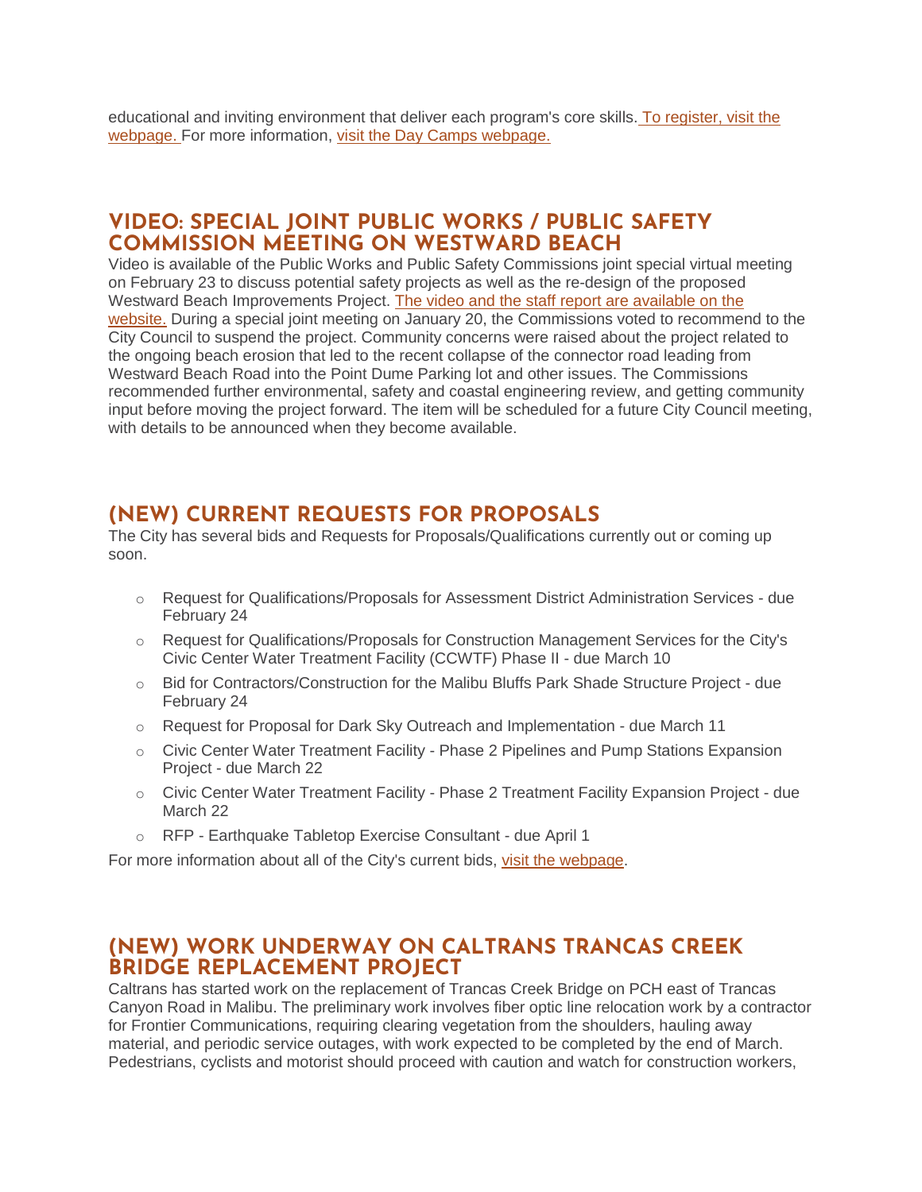educational and inviting environment that deliver each program's core skills. To register, visit the webpage. For more information, visit the Day Camps webpage.

## VIDEO: SPECIAL JOINT PUBLIC WORKS / PUBLIC SAFETY COMMISSION MEETING ON WESTWARD BEACH

Video is available of the Public Works and Public Safety Commissions joint special virtual meeting on February 23 to discuss potential safety projects as well as the re-design of the proposed Westward Beach Improvements Project. The video and the staff report are available on the website. During a special joint meeting on January 20, the Commissions voted to recommend to the City Council to suspend the project. Community concerns were raised about the project related to the ongoing beach erosion that led to the recent collapse of the connector road leading from Westward Beach Road into the Point Dume Parking lot and other issues. The Commissions recommended further environmental, safety and coastal engineering review, and getting community input before moving the project forward. The item will be scheduled for a future City Council meeting, with details to be announced when they become available.

## (NEW) CURRENT REQUESTS FOR PROPOSALS

The City has several bids and Requests for Proposals/Qualifications currently out or coming up soon.

- Request for Qualifications/Proposals for Assessment District Administration Services - due February 24
- Request for Qualifications/Proposals for Construction Management Services for the City's Civic Center Water Treatment Facility (CCWTF) Phase II - due March 10
- Bid for Contractors/Construction for the Malibu Bluffs Park Shade Structure Project - due February 24
- Request for Proposal for Dark Sky Outreach and Implementation - due March 11
- Civic Center Water Treatment Facility - Phase 2 Pipelines and Pump Stations Expansion Project - due March 22
- Civic Center Water Treatment Facility - Phase 2 Treatment Facility Expansion Project - due March 22
- RFP - Earthquake Tabletop Exercise Consultant - due April 1

For more information about all of the City's current bids, visit the webpage.

## (NEW) WORK UNDERWAY ON CALTRANS TRANCAS CREEK BRIDGE REPLACEMENT PROJECT

Caltrans has started work on the replacement of Trancas Creek Bridge on PCH east of Trancas Canyon Road in Malibu. The preliminary work involves fiber optic line relocation work by a contractor for Frontier Communications, requiring clearing vegetation from the shoulders, hauling away material, and periodic service outages, with work expected to be completed by the end of March. Pedestrians, cyclists and motorist should proceed with caution and watch for construction workers,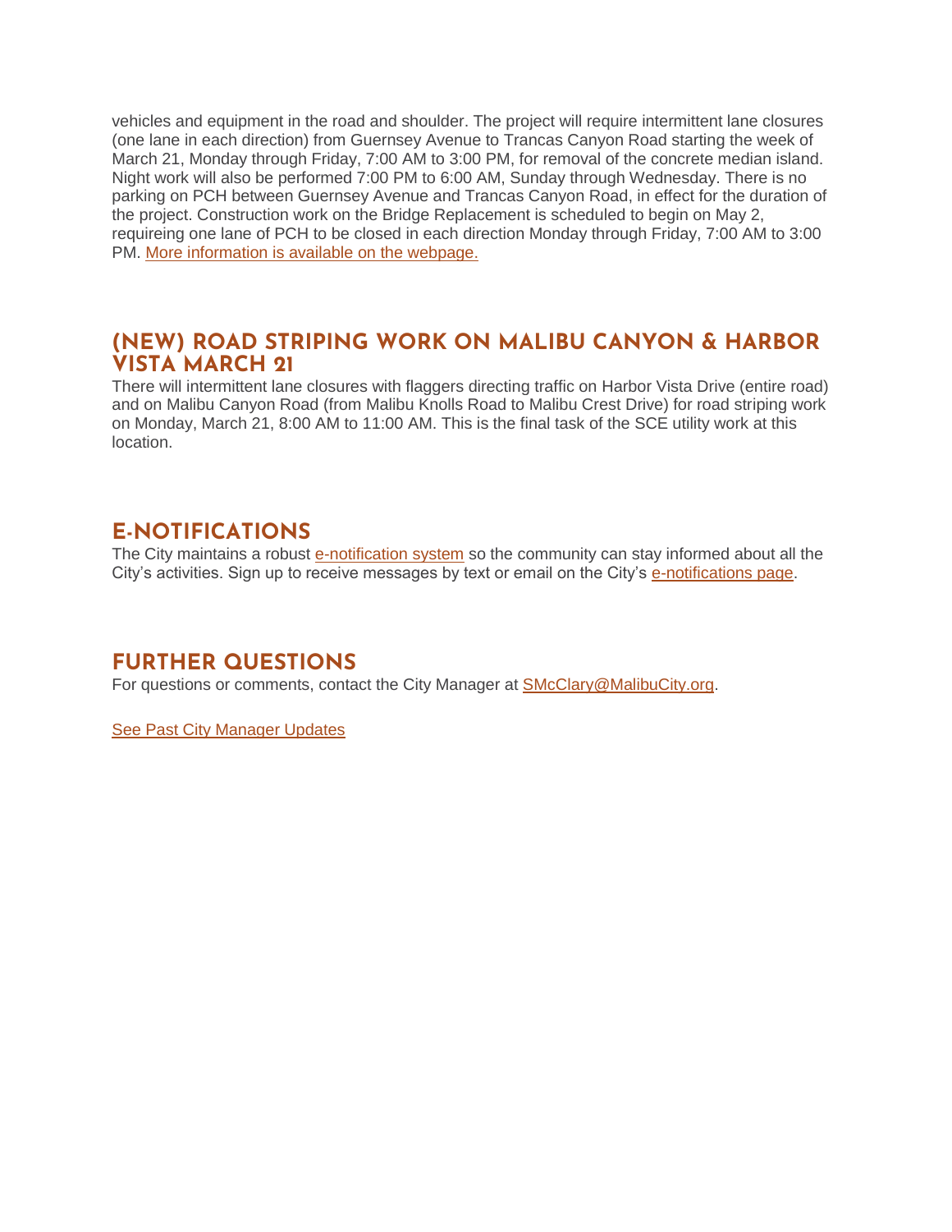vehicles and equipment in the road and shoulder. The project will require intermittent lane closures (one lane in each direction) from Guernsey Avenue to Trancas Canyon Road starting the week of March 21, Monday through Friday, 7:00 AM to 3:00 PM, for removal of the concrete median island. Night work will also be performed 7:00 PM to 6:00 AM, Sunday through Wednesday. There is no parking on PCH between Guernsey Avenue and Trancas Canyon Road, in effect for the duration of the project. Construction work on the Bridge Replacement is scheduled to begin on May 2, requireing one lane of PCH to be closed in each direction Monday through Friday, 7:00 AM to 3:00 PM. More information is available on the webpage.

## (NEW) ROAD STRIPING WORK ON MALIBU CANYON & HARBOR VISTA MARCH 21

There will intermittent lane closures with flaggers directing traffic on Harbor Vista Drive (entire road) and on Malibu Canyon Road (from Malibu Knolls Road to Malibu Crest Drive) for road striping work on Monday, March 21, 8:00 AM to 11:00 AM. This is the final task of the SCE utility work at this location.

## E-NOTIFICATIONS

The City maintains a robust e-notification system so the community can stay informed about all the City's activities. Sign up to receive messages by text or email on the City's e-notifications page.

## FURTHER QUESTIONS

For questions or comments, contact the City Manager at SMcClary@MalibuCity.org.

See Past City Manager Updates